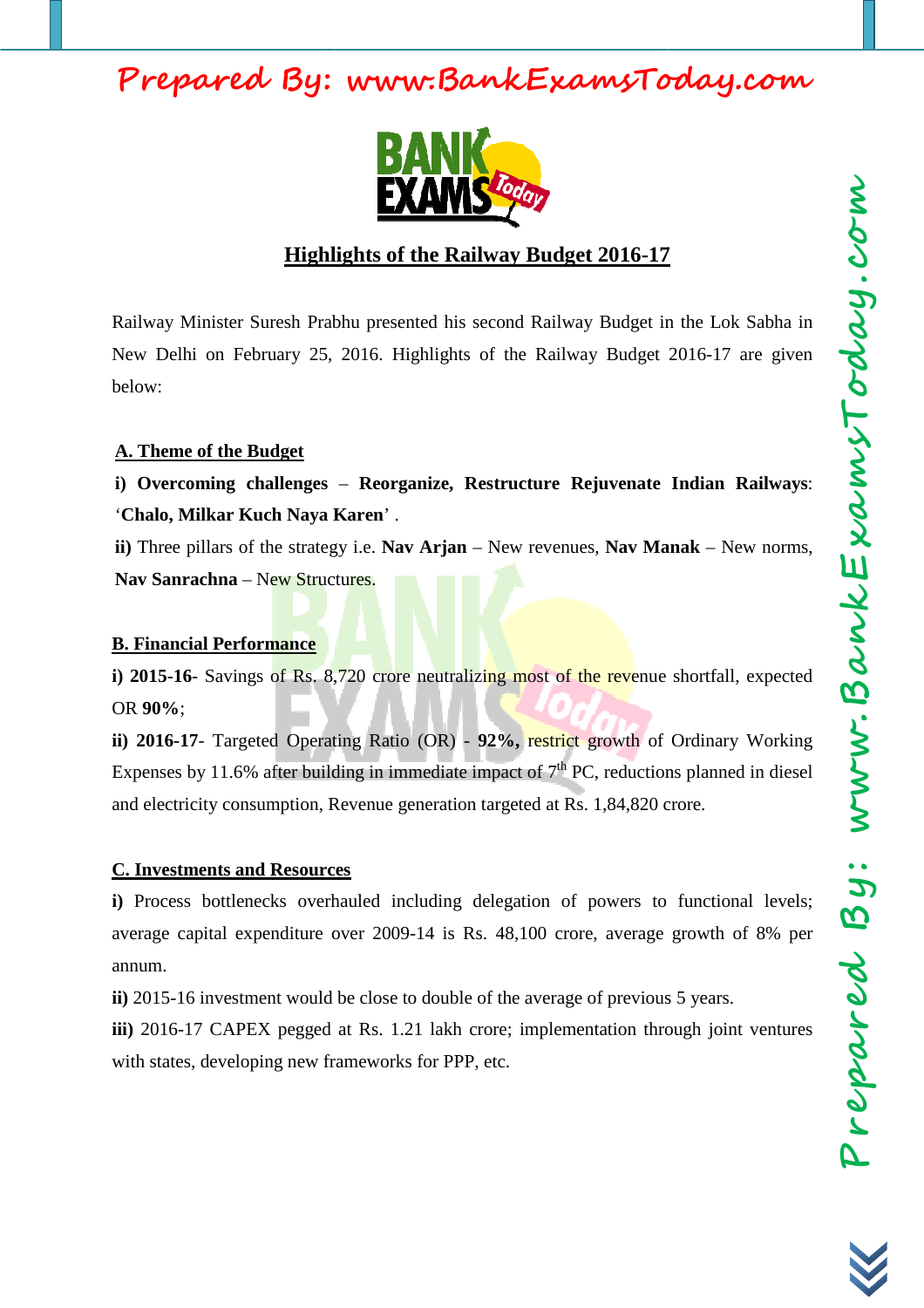# Highlights of the Railway Budget 2016-17

Railway Minister Suresh Prabhu presented his second Railway Budget in the Lok Sabha in New Delhi on February 25, 2016. Highlights of the Railway Budget 2016-17 are given below:

## A. Theme of the Budget

**i) Overcoming challenges – Reorganize, Restructure Rejuvenate Indian Railways**: '**Chalo, Milkar Kuch Naya Karen**' .

**ii)** Three pillars of the strategy i.e. **Nav Arjan** – New revenues, **Nav Manak** – New norms, **Nav Sanrachna** – New Structures.

## B. Financial Performance

**i) 2015-16**- Savings of Rs. 8,720 crore neutralizing most of the revenue shortfall, expected OR **90%**;

**ii) 2016-17**- Targeted Operating Ratio (OR) - **92%**, restrict growth of Ordinary Working Expenses by 11.6% after building in immediate impact of 7th PC, reductions planned in diesel and electricity consumption, Revenue generation targeted at Rs. 1,84,820 crore.

## C. Investments and Resources

**i)** Process bottlenecks overhauled including delegation of powers to functional levels; average capital expenditure over 2009-14 is Rs. 48,100 crore, average growth of 8% per annum.

**ii)** 2015-16 investment would be close to double of the average of previous 5 years.

**iii)** 2016-17 CAPEX pegged at Rs. 1.21 lakh crore; implementation through joint ventures with states, developing new frameworks for PPP, etc.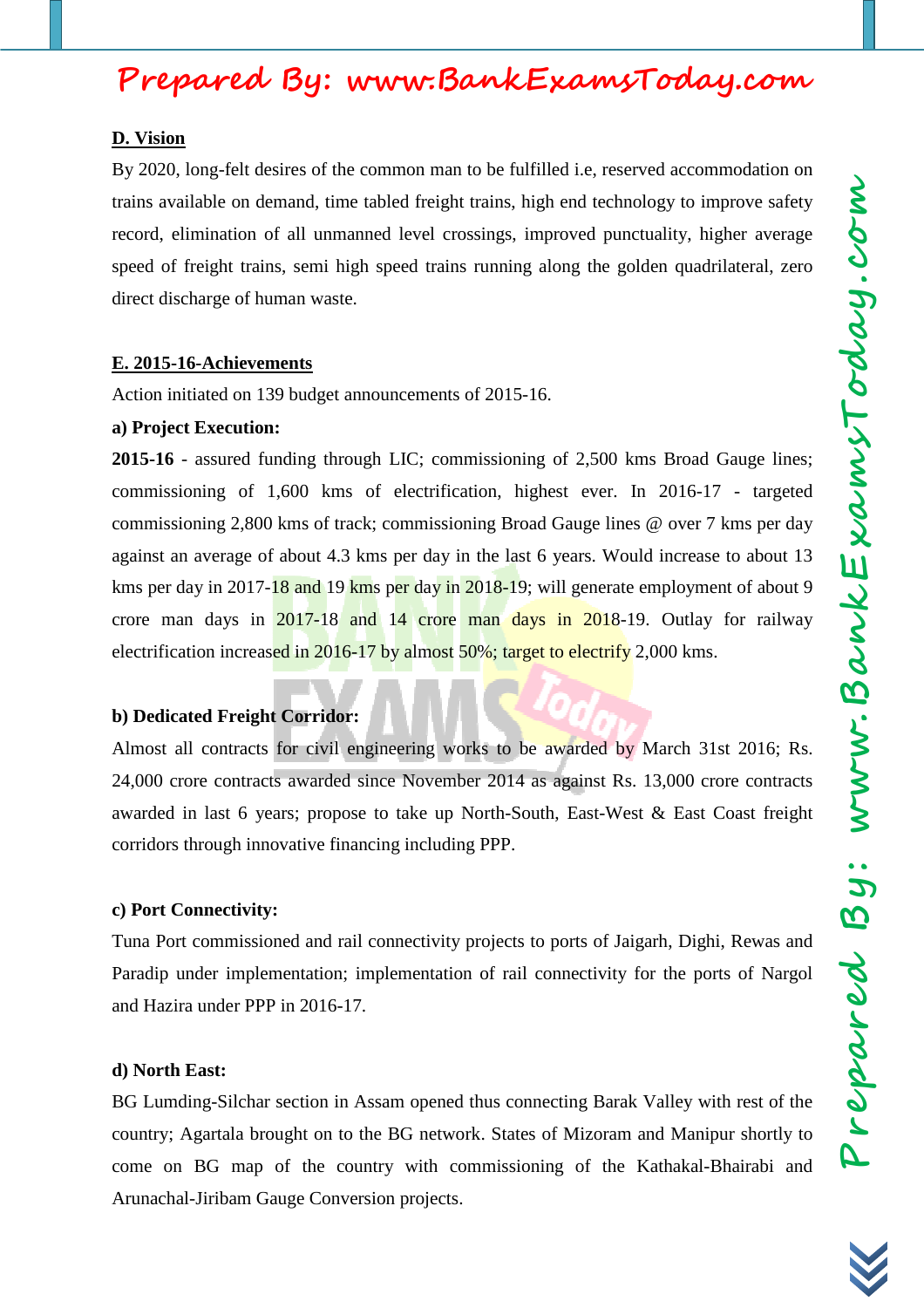## D. Vision

By 2020, long-felt desires of the common man to be fulfilled i.e, reserved accommodation on trains available on demand, time tabled freight trains, high end technology to improve safety record, elimination of all unmanned level crossings, improved punctuality, higher average speed of freight trains, semi high speed trains running along the golden quadrilateral, zero direct discharge of human waste.

## E. 2015-16-Achievements

Action initiated on 139 budget announcements of 2015-16.

**a) Project Execution:**

**2015-16** - assured funding through LIC; commissioning of 2,500 kms Broad Gauge lines; commissioning of 1,600 kms of electrification, highest ever. In 2016-17 - targeted commissioning 2,800 kms of track; commissioning Broad Gauge lines @ over 7 kms per day against an average of about 4.3 kms per day in the last 6 years. Would increase to about 13 kms per day in 2017-18 and 19 kms per day in 2018-19; will generate employment of about 9 crore man days in 2017-18 and 14 crore man days in 2018-19. Outlay for railway electrification increased in 2016-17 by almost 50%; target to electrify 2,000 kms.

**b) Dedicated Freight Corridor:**

Almost all contracts for civil engineering works to be awarded by March 31st 2016; Rs. 24,000 crore contracts awarded since November 2014 as against Rs. 13,000 crore contracts awarded in last 6 years; propose to take up North-South, East-West & East Coast freight corridors through innovative financing including PPP.

**c) Port Connectivity:**

Tuna Port commissioned and rail connectivity projects to ports of Jaigarh, Dighi, Rewas and Paradip under implementation; implementation of rail connectivity for the ports of Nargol and Hazira under PPP in 2016-17.

**d) North East:**

BG Lumding-Silchar section in Assam opened thus connecting Barak Valley with rest of the country; Agartala brought on to the BG network. States of Mizoram and Manipur shortly to come on BG map of the country with commissioning of the Kathakal-Bhairabi and Arunachal-Jiribam Gauge Conversion projects.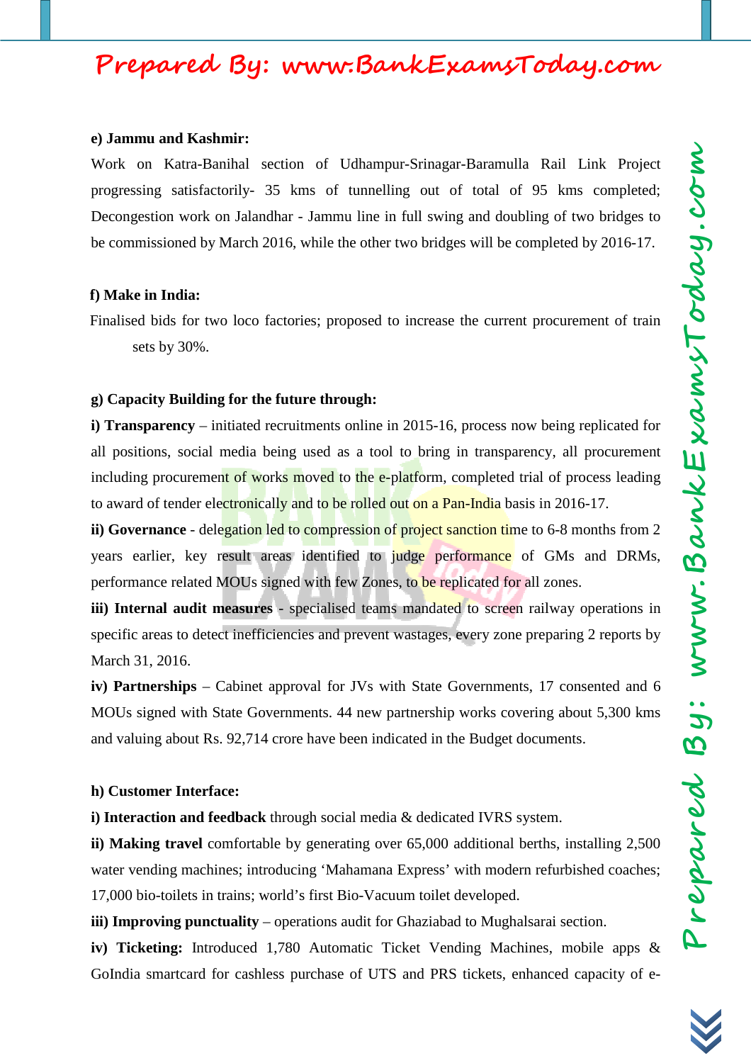**e) Jammu and Kashmir:**

Work on Katra-Banihal section of Udhampur-Srinagar-Baramulla Rail Link Project progressing satisfactorily- 35 kms of tunnelling out of total of 95 kms completed; Decongestion work on Jalandhar - Jammu line in full swing and doubling of two bridges to be commissioned by March 2016, while the other two bridges will be completed by 2016-17.

**f) Make in India:**

Finalised bids for two loco factories; proposed to increase the current procurement of train sets by 30%.

**g) Capacity Building for the future through:**

**i) Transparency** – initiated recruitments online in 2015-16, process now being replicated for all positions, social media being used as a tool to bring in transparency, all procurement including procurement of works moved to the e-platform, completed trial of process leading to award of tender electronically and to be rolled out on a Pan-India basis in 2016-17.

**ii) Governance** - delegation led to compression of project sanction time to 6-8 months from 2 years earlier, key result areas identified to judge performance of GMs and DRMs, performance related MOUs signed with few Zones, to be replicated for all zones.

**iii) Internal audit measures** - specialised teams mandated to screen railway operations in specific areas to detect inefficiencies and prevent wastages, every zone preparing 2 reports by March 31, 2016.

**iv) Partnerships** – Cabinet approval for JVs with State Governments, 17 consented and 6 MOUs signed with State Governments. 44 new partnership works covering about 5,300 kms and valuing about Rs. 92,714 crore have been indicated in the Budget documents.

**h) Customer Interface:**

**i) Interaction and feedback** through social media & dedicated IVRS system.

**ii) Making travel** comfortable by generating over 65,000 additional berths, installing 2,500 water vending machines; introducing 'Mahamana Express' with modern refurbished coaches; 17,000 bio-toilets in trains; world's first Bio-Vacuum toilet developed.

**iii) Improving punctuality** – operations audit for Ghaziabad to Mughalsarai section.

**iv) Ticketing:** Introduced 1,780 Automatic Ticket Vending Machines, mobile apps & GoIndia smartcard for cashless purchase of UTS and PRS tickets, enhanced capacity of e-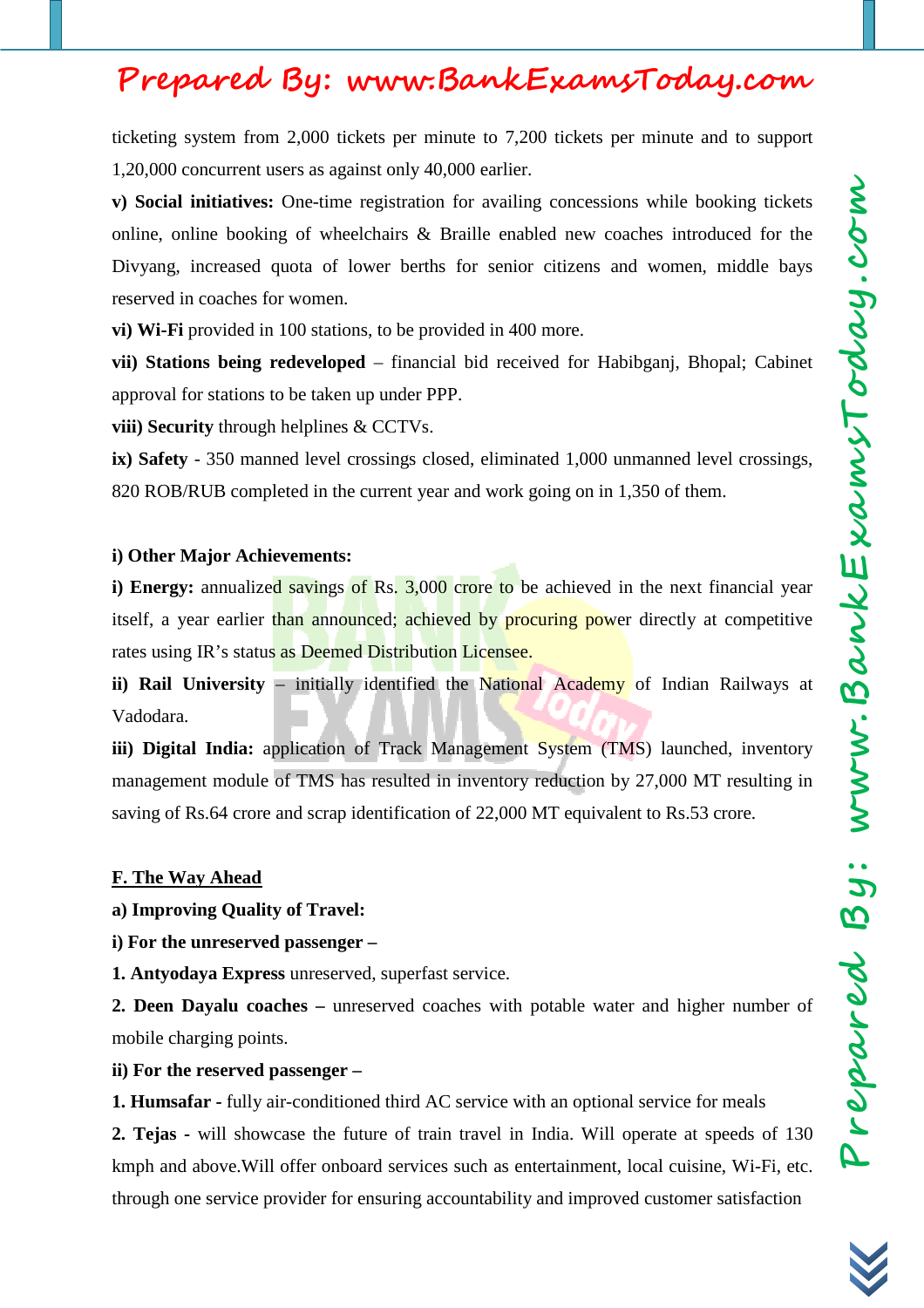ticketing system from 2,000 tickets per minute to 7,200 tickets per minute and to support 1,20,000 concurrent users as against only 40,000 earlier.

**v) Social initiatives:** One-time registration for availing concessions while booking tickets online, online booking of wheelchairs & Braille enabled new coaches introduced for the Divyang, increased quota of lower berths for senior citizens and women, middle bays reserved in coaches for women.

**vi) Wi-Fi** provided in 100 stations, to be provided in 400 more.

**vii) Stations being redeveloped** – financial bid received for Habibganj, Bhopal; Cabinet approval for stations to be taken up under PPP.

**viii) Security** through helplines & CCTVs.

**ix) Safety** - 350 manned level crossings closed, eliminated 1,000 unmanned level crossings, 820 ROB/RUB completed in the current year and work going on in 1,350 of them.

**i) Other Major Achievements:**

**i) Energy:** annualized savings of Rs. 3,000 crore to be achieved in the next financial year itself, a year earlier than announced; achieved by procuring power directly at competitive rates using IR's status as Deemed Distribution Licensee.

**ii) Rail University** – initially identified the National Academy of Indian Railways at Vadodara.

**iii) Digital India:** application of Track Management System (TMS) launched, inventory management module of TMS has resulted in inventory reduction by 27,000 MT resulting in saving of Rs.64 crore and scrap identification of 22,000 MT equivalent to Rs.53 crore.

**F. The Way Ahead**

**a) Improving Quality of Travel:**

**i) For the unreserved passenger –**

**1. Antyodaya Express** unreserved, superfast service.

**2. Deen Dayalu coaches –** unreserved coaches with potable water and higher number of mobile charging points.

**ii) For the reserved passenger –**

**1. Humsafar** - fully air-conditioned third AC service with an optional service for meals

**2. Tejas** - will showcase the future of train travel in India. Will operate at speeds of 130 kmph and above.Will offer onboard services such as entertainment, local cuisine, Wi-Fi, etc. through one service provider for ensuring accountability and improved customer satisfaction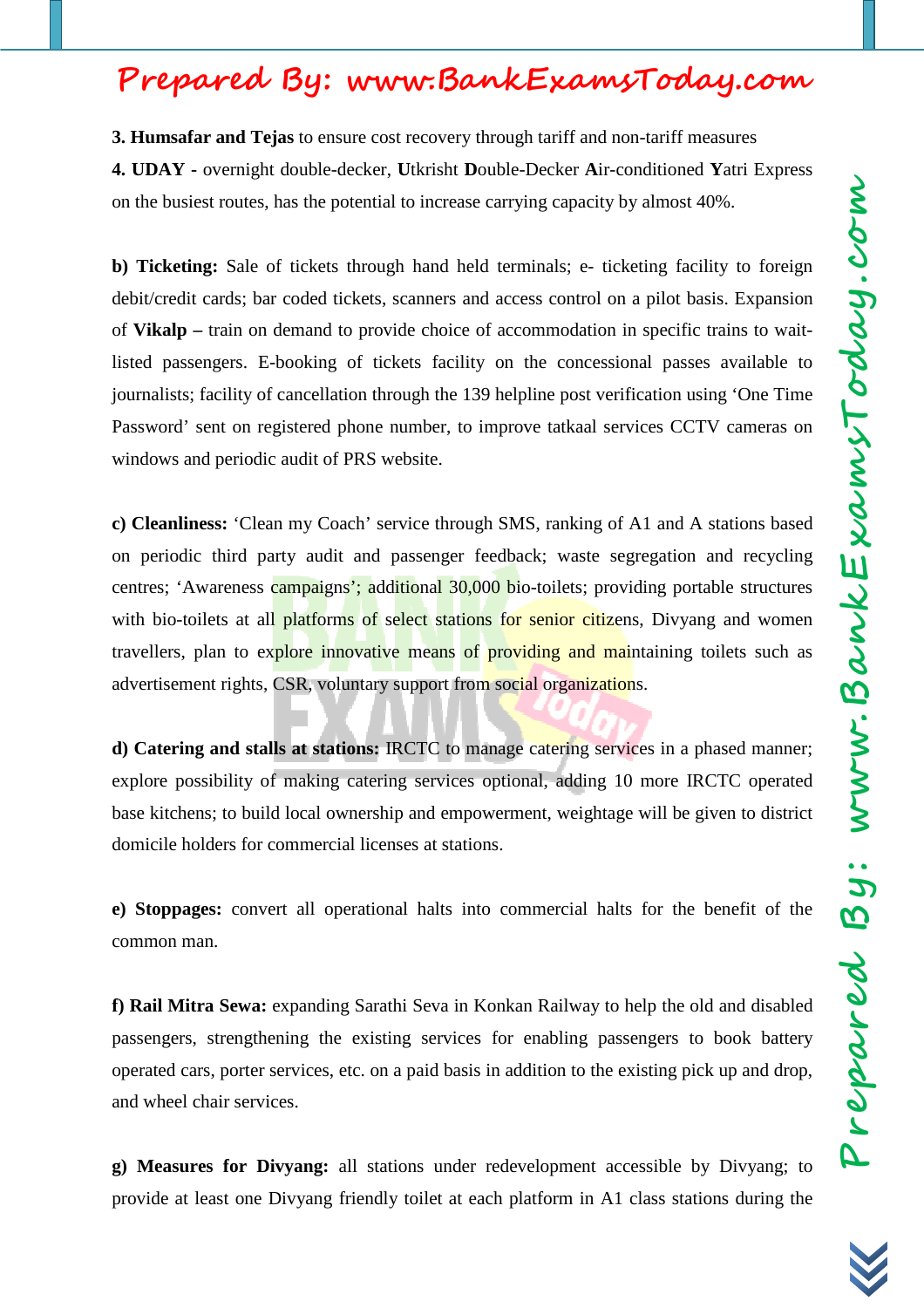**3. Humsafar and Tejas** to ensure cost recovery through tariff and non-tariff measures

**4. UDAY** - overnight double-decker, **U**tkrisht **D**ouble-Decker **A**ir-conditioned **Y**atri Express on the busiest routes, has the potential to increase carrying capacity by almost 40%.

**b) Ticketing:** Sale of tickets through hand held terminals; e- ticketing facility to foreign debit/credit cards; bar coded tickets, scanners and access control on a pilot basis. Expansion of **Vikalp –** train on demand to provide choice of accommodation in specific trains to wait-listed passengers. E-booking of tickets facility on the concessional passes available to journalists; facility of cancellation through the 139 helpline post verification using 'One Time Password' sent on registered phone number, to improve tatkaal services CCTV cameras on windows and periodic audit of PRS website.

**c) Cleanliness:** 'Clean my Coach' service through SMS, ranking of A1 and A stations based on periodic third party audit and passenger feedback; waste segregation and recycling centres; 'Awareness campaigns'; additional 30,000 bio-toilets; providing portable structures with bio-toilets at all platforms of select stations for senior citizens, Divyang and women travellers, plan to explore innovative means of providing and maintaining toilets such as advertisement rights, CSR, voluntary support from social organizations.

**d) Catering and stalls at stations:** IRCTC to manage catering services in a phased manner; explore possibility of making catering services optional, adding 10 more IRCTC operated base kitchens; to build local ownership and empowerment, weightage will be given to district domicile holders for commercial licenses at stations.

**e) Stoppages:** convert all operational halts into commercial halts for the benefit of the common man.

**f) Rail Mitra Sewa:** expanding Sarathi Seva in Konkan Railway to help the old and disabled passengers, strengthening the existing services for enabling passengers to book battery operated cars, porter services, etc. on a paid basis in addition to the existing pick up and drop, and wheel chair services.

**g) Measures for Divyang:** all stations under redevelopment accessible by Divyang; to provide at least one Divyang friendly toilet at each platform in A1 class stations during the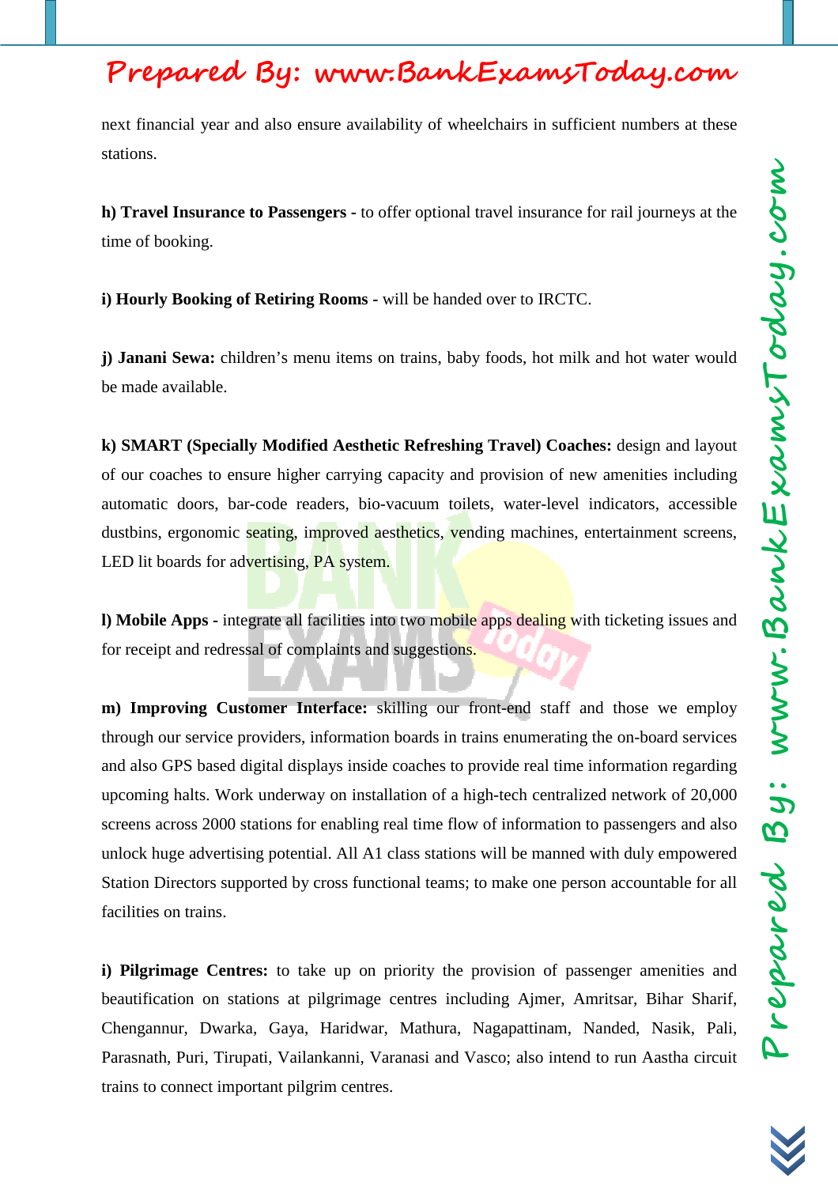next financial year and also ensure availability of wheelchairs in sufficient numbers at these stations.

**h) Travel Insurance to Passengers** - to offer optional travel insurance for rail journeys at the time of booking.

**i) Hourly Booking of Retiring Rooms** - will be handed over to IRCTC.

**j) Janani Sewa:** children's menu items on trains, baby foods, hot milk and hot water would be made available.

**k) SMART (Specially Modified Aesthetic Refreshing Travel) Coaches:** design and layout of our coaches to ensure higher carrying capacity and provision of new amenities including automatic doors, bar-code readers, bio-vacuum toilets, water-level indicators, accessible dustbins, ergonomic seating, improved aesthetics, vending machines, entertainment screens, LED lit boards for advertising, PA system.

**l) Mobile Apps** - integrate all facilities into two mobile apps dealing with ticketing issues and for receipt and redressal of complaints and suggestions.

**m) Improving Customer Interface:** skilling our front-end staff and those we employ through our service providers, information boards in trains enumerating the on-board services and also GPS based digital displays inside coaches to provide real time information regarding upcoming halts. Work underway on installation of a high-tech centralized network of 20,000 screens across 2000 stations for enabling real time flow of information to passengers and also unlock huge advertising potential. All A1 class stations will be manned with duly empowered Station Directors supported by cross functional teams; to make one person accountable for all facilities on trains.

**i) Pilgrimage Centres:** to take up on priority the provision of passenger amenities and beautification on stations at pilgrimage centres including Ajmer, Amritsar, Bihar Sharif, Chengannur, Dwarka, Gaya, Haridwar, Mathura, Nagapattinam, Nanded, Nasik, Pali, Parasnath, Puri, Tirupati, Vailankanni, Varanasi and Vasco; also intend to run Aastha circuit trains to connect important pilgrim centres.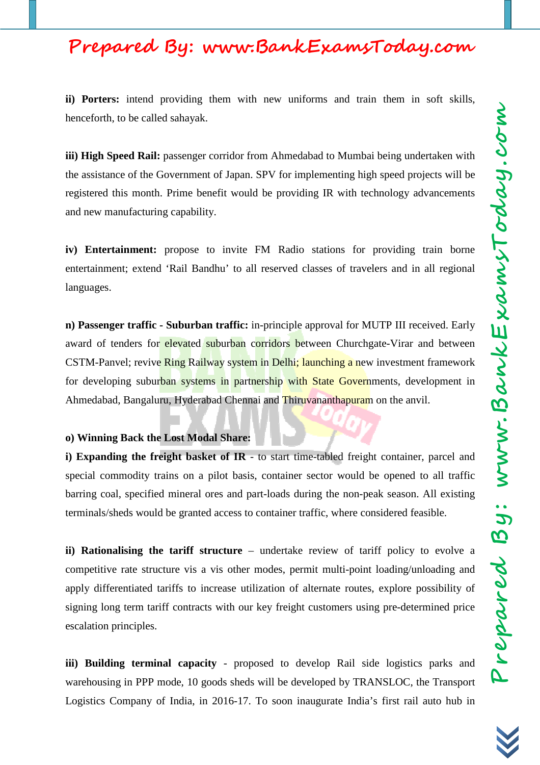**ii) Porters:** intend providing them with new uniforms and train them in soft skills, henceforth, to be called sahayak.

**iii) High Speed Rail:** passenger corridor from Ahmedabad to Mumbai being undertaken with the assistance of the Government of Japan. SPV for implementing high speed projects will be registered this month. Prime benefit would be providing IR with technology advancements and new manufacturing capability.

**iv) Entertainment:** propose to invite FM Radio stations for providing train borne entertainment; extend 'Rail Bandhu' to all reserved classes of travelers and in all regional languages.

**n) Passenger traffic - Suburban traffic:** in-principle approval for MUTP III received. Early award of tenders for elevated suburban corridors between Churchgate-Virar and between CSTM-Panvel; revive Ring Railway system in Delhi; launching a new investment framework for developing suburban systems in partnership with State Governments, development in Ahmedabad, Bangaluru, Hyderabad Chennai and Thiruvananthapuram on the anvil.

**o) Winning Back the Lost Modal Share:**

**i) Expanding the freight basket of IR** - to start time-tabled freight container, parcel and special commodity trains on a pilot basis, container sector would be opened to all traffic barring coal, specified mineral ores and part-loads during the non-peak season. All existing terminals/sheds would be granted access to container traffic, where considered feasible.

**ii) Rationalising the tariff structure** – undertake review of tariff policy to evolve a competitive rate structure vis a vis other modes, permit multi-point loading/unloading and apply differentiated tariffs to increase utilization of alternate routes, explore possibility of signing long term tariff contracts with our key freight customers using pre-determined price escalation principles.

**iii) Building terminal capacity** - proposed to develop Rail side logistics parks and warehousing in PPP mode, 10 goods sheds will be developed by TRANSLOC, the Transport Logistics Company of India, in 2016-17. To soon inaugurate India's first rail auto hub in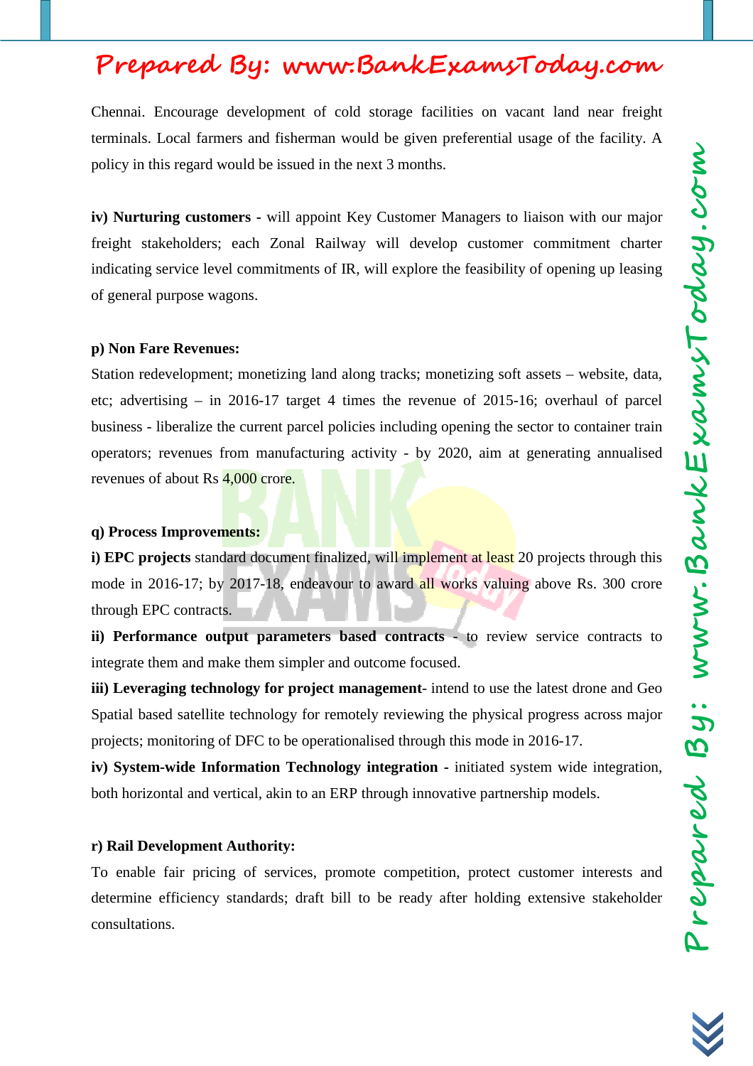Chennai. Encourage development of cold storage facilities on vacant land near freight terminals. Local farmers and fisherman would be given preferential usage of the facility. A policy in this regard would be issued in the next 3 months.

**iv) Nurturing customers -** will appoint Key Customer Managers to liaison with our major freight stakeholders; each Zonal Railway will develop customer commitment charter indicating service level commitments of IR, will explore the feasibility of opening up leasing of general purpose wagons.

**p) Non Fare Revenues:**

Station redevelopment; monetizing land along tracks; monetizing soft assets – website, data, etc; advertising – in 2016-17 target 4 times the revenue of 2015-16; overhaul of parcel business - liberalize the current parcel policies including opening the sector to container train operators; revenues from manufacturing activity - by 2020, aim at generating annualised revenues of about Rs 4,000 crore.

**q) Process Improvements:**

**i) EPC projects** standard document finalized, will implement at least 20 projects through this mode in 2016-17; by 2017-18, endeavour to award all works valuing above Rs. 300 crore through EPC contracts.

**ii) Performance output parameters based contracts -** to review service contracts to integrate them and make them simpler and outcome focused.

**iii) Leveraging technology for project management**- intend to use the latest drone and Geo Spatial based satellite technology for remotely reviewing the physical progress across major projects; monitoring of DFC to be operationalised through this mode in 2016-17.

**iv) System-wide Information Technology integration -** initiated system wide integration, both horizontal and vertical, akin to an ERP through innovative partnership models.

**r) Rail Development Authority:**

To enable fair pricing of services, promote competition, protect customer interests and determine efficiency standards; draft bill to be ready after holding extensive stakeholder consultations.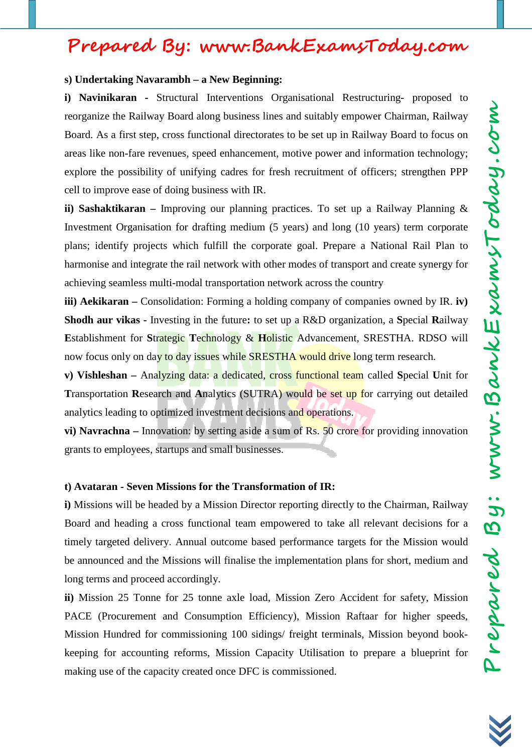**s) Undertaking Navarambh – a New Beginning:**

**i) Navinikaran** - Structural Interventions Organisational Restructuring- proposed to reorganize the Railway Board along business lines and suitably empower Chairman, Railway Board. As a first step, cross functional directorates to be set up in Railway Board to focus on areas like non-fare revenues, speed enhancement, motive power and information technology; explore the possibility of unifying cadres for fresh recruitment of officers; strengthen PPP cell to improve ease of doing business with IR.

**ii) Sashaktikaran –** Improving our planning practices. To set up a Railway Planning & Investment Organisation for drafting medium (5 years) and long (10 years) term corporate plans; identify projects which fulfill the corporate goal. Prepare a National Rail Plan to harmonise and integrate the rail network with other modes of transport and create synergy for achieving seamless multi-modal transportation network across the country

**iii) Aekikaran –** Consolidation: Forming a holding company of companies owned by IR. **iv) Shodh aur vikas** - Investing in the future**:** to set up a R&D organization, a **S**pecial **R**ailway **E**stablishment for **S**trategic **T**echnology & **H**olistic Advancement, SRESTHA. RDSO will now focus only on day to day issues while SRESTHA would drive long term research.

**v) Vishleshan –** Analyzing data: a dedicated, cross functional team called **S**pecial **U**nit for **T**ransportation **R**esearch and **A**nalytics (SUTRA) would be set up for carrying out detailed analytics leading to optimized investment decisions and operations.

**vi) Navrachna –** Innovation: by setting aside a sum of Rs. 50 crore for providing innovation grants to employees, startups and small businesses.

**t) Avataran - Seven Missions for the Transformation of IR:**

**i)** Missions will be headed by a Mission Director reporting directly to the Chairman, Railway Board and heading a cross functional team empowered to take all relevant decisions for a timely targeted delivery. Annual outcome based performance targets for the Mission would be announced and the Missions will finalise the implementation plans for short, medium and long terms and proceed accordingly.

**ii)** Mission 25 Tonne for 25 tonne axle load, Mission Zero Accident for safety, Mission PACE (Procurement and Consumption Efficiency), Mission Raftaar for higher speeds, Mission Hundred for commissioning 100 sidings/ freight terminals, Mission beyond book-keeping for accounting reforms, Mission Capacity Utilisation to prepare a blueprint for making use of the capacity created once DFC is commissioned.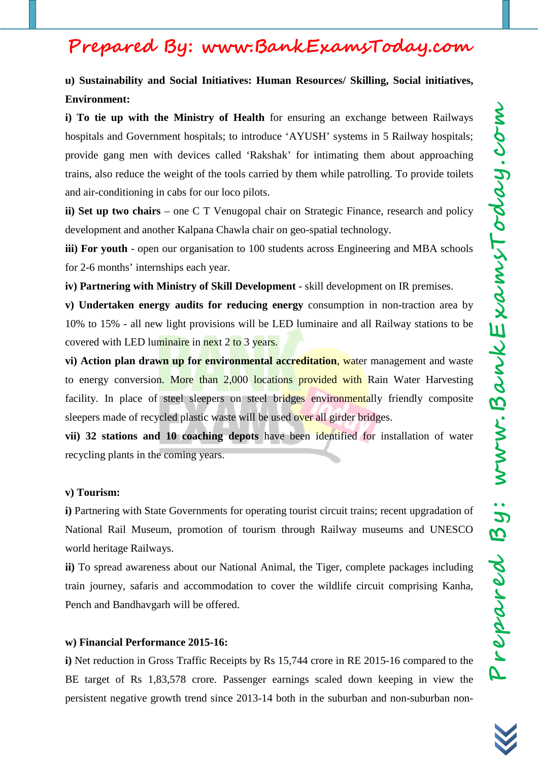**u) Sustainability and Social Initiatives: Human Resources/ Skilling, Social initiatives, Environment:**

**i) To tie up with the Ministry of Health** for ensuring an exchange between Railways hospitals and Government hospitals; to introduce 'AYUSH' systems in 5 Railway hospitals; provide gang men with devices called 'Rakshak' for intimating them about approaching trains, also reduce the weight of the tools carried by them while patrolling. To provide toilets and air-conditioning in cabs for our loco pilots.

**ii) Set up two chairs** – one C T Venugopal chair on Strategic Finance, research and policy development and another Kalpana Chawla chair on geo-spatial technology.

**iii) For youth** - open our organisation to 100 students across Engineering and MBA schools for 2-6 months' internships each year.

**iv) Partnering with Ministry of Skill Development** - skill development on IR premises.

**v) Undertaken energy audits for reducing energy** consumption in non-traction area by 10% to 15% - all new light provisions will be LED luminaire and all Railway stations to be covered with LED luminaire in next 2 to 3 years.

**vi) Action plan drawn up for environmental accreditation**, water management and waste to energy conversion. More than 2,000 locations provided with Rain Water Harvesting facility. In place of steel sleepers on steel bridges environmentally friendly composite sleepers made of recycled plastic waste will be used over all girder bridges.

**vii) 32 stations and 10 coaching depots** have been identified for installation of water recycling plants in the coming years.

**v) Tourism:**

**i)** Partnering with State Governments for operating tourist circuit trains; recent upgradation of National Rail Museum, promotion of tourism through Railway museums and UNESCO world heritage Railways.

**ii)** To spread awareness about our National Animal, the Tiger, complete packages including train journey, safaris and accommodation to cover the wildlife circuit comprising Kanha, Pench and Bandhavgarh will be offered.

**w) Financial Performance 2015-16:**

**i)** Net reduction in Gross Traffic Receipts by Rs 15,744 crore in RE 2015-16 compared to the BE target of Rs 1,83,578 crore. Passenger earnings scaled down keeping in view the persistent negative growth trend since 2013-14 both in the suburban and non-suburban non-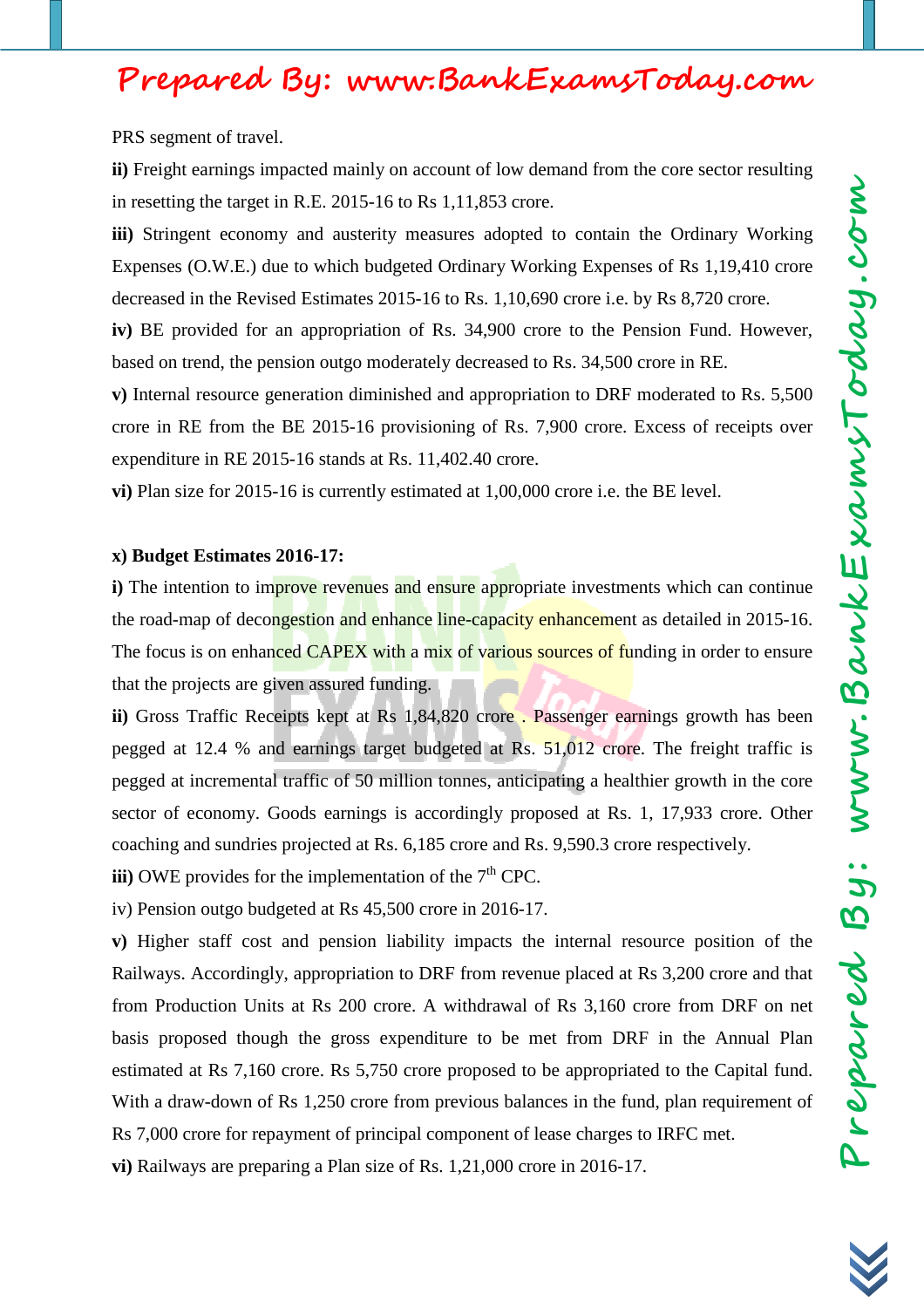PRS segment of travel.

**ii)** Freight earnings impacted mainly on account of low demand from the core sector resulting in resetting the target in R.E. 2015-16 to Rs 1,11,853 crore.

**iii)** Stringent economy and austerity measures adopted to contain the Ordinary Working Expenses (O.W.E.) due to which budgeted Ordinary Working Expenses of Rs 1,19,410 crore decreased in the Revised Estimates 2015-16 to Rs. 1,10,690 crore i.e. by Rs 8,720 crore.

**iv)** BE provided for an appropriation of Rs. 34,900 crore to the Pension Fund. However, based on trend, the pension outgo moderately decreased to Rs. 34,500 crore in RE.

**v)** Internal resource generation diminished and appropriation to DRF moderated to Rs. 5,500 crore in RE from the BE 2015-16 provisioning of Rs. 7,900 crore. Excess of receipts over expenditure in RE 2015-16 stands at Rs. 11,402.40 crore.

**vi)** Plan size for 2015-16 is currently estimated at 1,00,000 crore i.e. the BE level.

**x) Budget Estimates 2016-17:**

**i)** The intention to improve revenues and ensure appropriate investments which can continue the road-map of decongestion and enhance line-capacity enhancement as detailed in 2015-16. The focus is on enhanced CAPEX with a mix of various sources of funding in order to ensure that the projects are given assured funding.

**ii)** Gross Traffic Receipts kept at Rs 1,84,820 crore . Passenger earnings growth has been pegged at 12.4 % and earnings target budgeted at Rs. 51,012 crore. The freight traffic is pegged at incremental traffic of 50 million tonnes, anticipating a healthier growth in the core sector of economy. Goods earnings is accordingly proposed at Rs. 1, 17,933 crore. Other coaching and sundries projected at Rs. 6,185 crore and Rs. 9,590.3 crore respectively.

**iii)** OWE provides for the implementation of the 7th CPC.

iv) Pension outgo budgeted at Rs 45,500 crore in 2016-17.

**v)** Higher staff cost and pension liability impacts the internal resource position of the Railways. Accordingly, appropriation to DRF from revenue placed at Rs 3,200 crore and that from Production Units at Rs 200 crore. A withdrawal of Rs 3,160 crore from DRF on net basis proposed though the gross expenditure to be met from DRF in the Annual Plan estimated at Rs 7,160 crore. Rs 5,750 crore proposed to be appropriated to the Capital fund. With a draw-down of Rs 1,250 crore from previous balances in the fund, plan requirement of Rs 7,000 crore for repayment of principal component of lease charges to IRFC met.

**vi)** Railways are preparing a Plan size of Rs. 1,21,000 crore in 2016-17.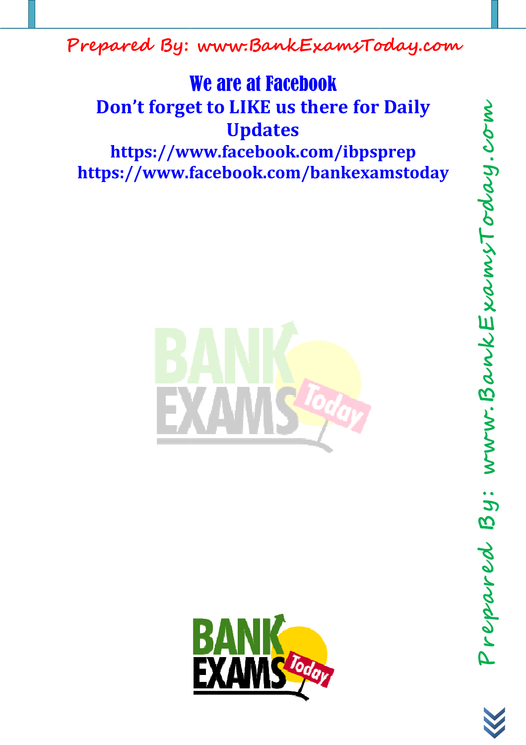# We are at Facebook

## Don't forget to LIKE us there for Daily Updates

**https://www.facebook.com/ibpsprep**

**https://www.facebook.com/bankexamstoday**